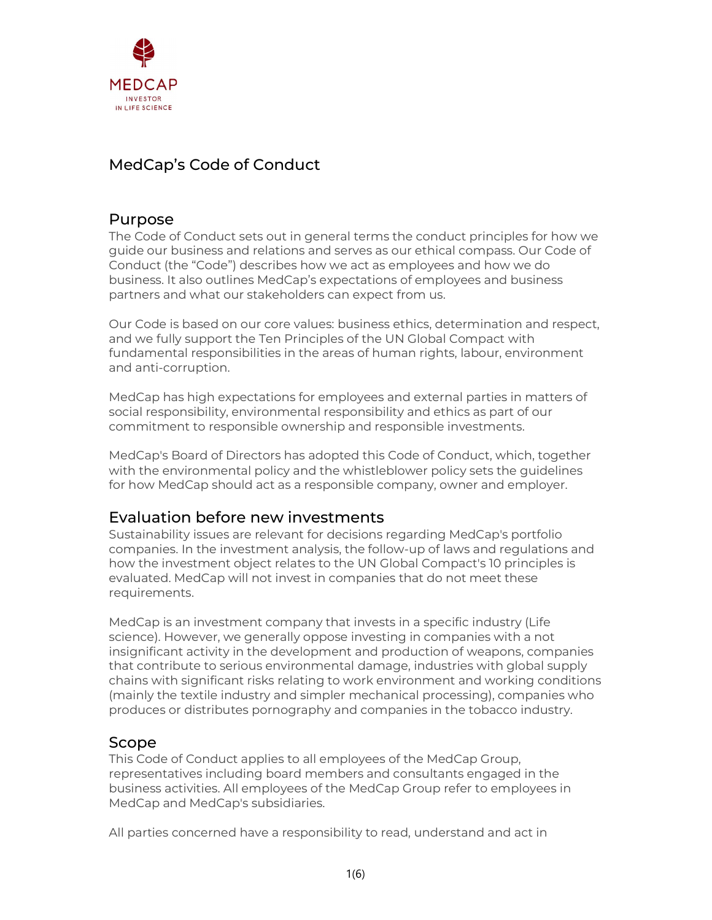MEDCAP
INVESTOR
IN LIFE SCIENCE

# MedCap's Code of Conduct

## Purpose

The Code of Conduct sets out in general terms the conduct principles for how we guide our business and relations and serves as our ethical compass. Our Code of Conduct (the "Code") describes how we act as employees and how we do business. It also outlines MedCap's expectations of employees and business partners and what our stakeholders can expect from us.

Our Code is based on our core values: business ethics, determination and respect, and we fully support the Ten Principles of the UN Global Compact with fundamental responsibilities in the areas of human rights, labour, environment and anti-corruption.

MedCap has high expectations for employees and external parties in matters of social responsibility, environmental responsibility and ethics as part of our commitment to responsible ownership and responsible investments.

MedCap's Board of Directors has adopted this Code of Conduct, which, together with the environmental policy and the whistleblower policy sets the guidelines for how MedCap should act as a responsible company, owner and employer.

## Evaluation before new investments

Sustainability issues are relevant for decisions regarding MedCap's portfolio companies. In the investment analysis, the follow-up of laws and regulations and how the investment object relates to the UN Global Compact's 10 principles is evaluated. MedCap will not invest in companies that do not meet these requirements.

MedCap is an investment company that invests in a specific industry (Life science). However, we generally oppose investing in companies with a not insignificant activity in the development and production of weapons, companies that contribute to serious environmental damage, industries with global supply chains with significant risks relating to work environment and working conditions (mainly the textile industry and simpler mechanical processing), companies who produces or distributes pornography and companies in the tobacco industry.

## Scope

This Code of Conduct applies to all employees of the MedCap Group, representatives including board members and consultants engaged in the business activities. All employees of the MedCap Group refer to employees in MedCap and MedCap's subsidiaries.

All parties concerned have a responsibility to read, understand and act in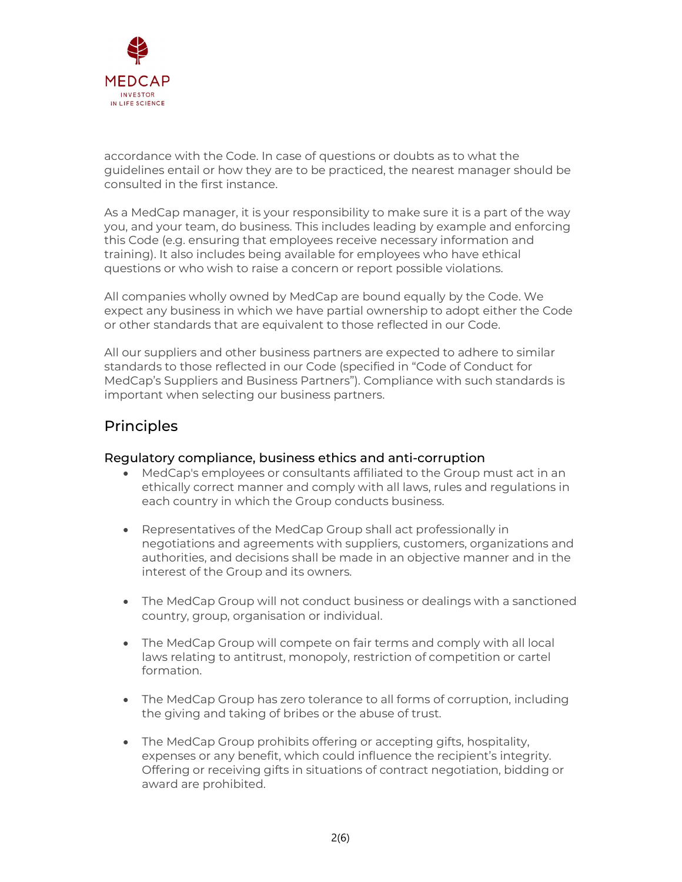accordance with the Code. In case of questions or doubts as to what the guidelines entail or how they are to be practiced, the nearest manager should be consulted in the first instance.

As a MedCap manager, it is your responsibility to make sure it is a part of the way you, and your team, do business. This includes leading by example and enforcing this Code (e.g. ensuring that employees receive necessary information and training). It also includes being available for employees who have ethical questions or who wish to raise a concern or report possible violations.

All companies wholly owned by MedCap are bound equally by the Code. We expect any business in which we have partial ownership to adopt either the Code or other standards that are equivalent to those reflected in our Code.

All our suppliers and other business partners are expected to adhere to similar standards to those reflected in our Code (specified in "Code of Conduct for MedCap's Suppliers and Business Partners"). Compliance with such standards is important when selecting our business partners.

## Principles

### Regulatory compliance, business ethics and anti-corruption

- MedCap's employees or consultants affiliated to the Group must act in an ethically correct manner and comply with all laws, rules and regulations in each country in which the Group conducts business.

- Representatives of the MedCap Group shall act professionally in negotiations and agreements with suppliers, customers, organizations and authorities, and decisions shall be made in an objective manner and in the interest of the Group and its owners.

- The MedCap Group will not conduct business or dealings with a sanctioned country, group, organisation or individual.

- The MedCap Group will compete on fair terms and comply with all local laws relating to antitrust, monopoly, restriction of competition or cartel formation.

- The MedCap Group has zero tolerance to all forms of corruption, including the giving and taking of bribes or the abuse of trust.

- The MedCap Group prohibits offering or accepting gifts, hospitality, expenses or any benefit, which could influence the recipient's integrity. Offering or receiving gifts in situations of contract negotiation, bidding or award are prohibited.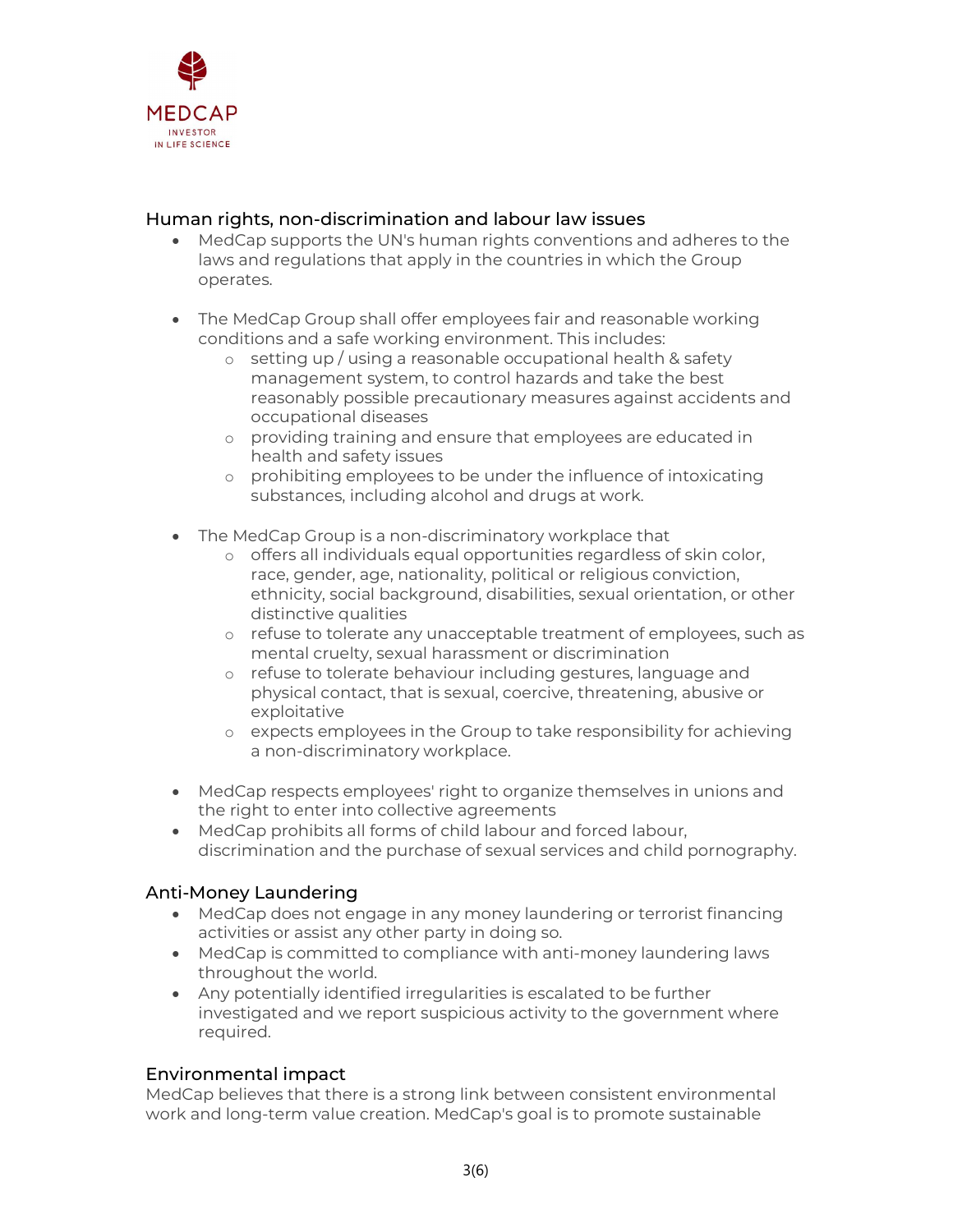## Human rights, non-discrimination and labour law issues

- MedCap supports the UN's human rights conventions and adheres to the laws and regulations that apply in the countries in which the Group operates.

- The MedCap Group shall offer employees fair and reasonable working conditions and a safe working environment. This includes:
  - setting up / using a reasonable occupational health & safety management system, to control hazards and take the best reasonably possible precautionary measures against accidents and occupational diseases
  - providing training and ensure that employees are educated in health and safety issues
  - prohibiting employees to be under the influence of intoxicating substances, including alcohol and drugs at work.

- The MedCap Group is a non-discriminatory workplace that
  - offers all individuals equal opportunities regardless of skin color, race, gender, age, nationality, political or religious conviction, ethnicity, social background, disabilities, sexual orientation, or other distinctive qualities
  - refuse to tolerate any unacceptable treatment of employees, such as mental cruelty, sexual harassment or discrimination
  - refuse to tolerate behaviour including gestures, language and physical contact, that is sexual, coercive, threatening, abusive or exploitative
  - expects employees in the Group to take responsibility for achieving a non-discriminatory workplace.

- MedCap respects employees' right to organize themselves in unions and the right to enter into collective agreements
- MedCap prohibits all forms of child labour and forced labour, discrimination and the purchase of sexual services and child pornography.

## Anti-Money Laundering

- MedCap does not engage in any money laundering or terrorist financing activities or assist any other party in doing so.
- MedCap is committed to compliance with anti-money laundering laws throughout the world.
- Any potentially identified irregularities is escalated to be further investigated and we report suspicious activity to the government where required.

## Environmental impact

MedCap believes that there is a strong link between consistent environmental work and long-term value creation. MedCap's goal is to promote sustainable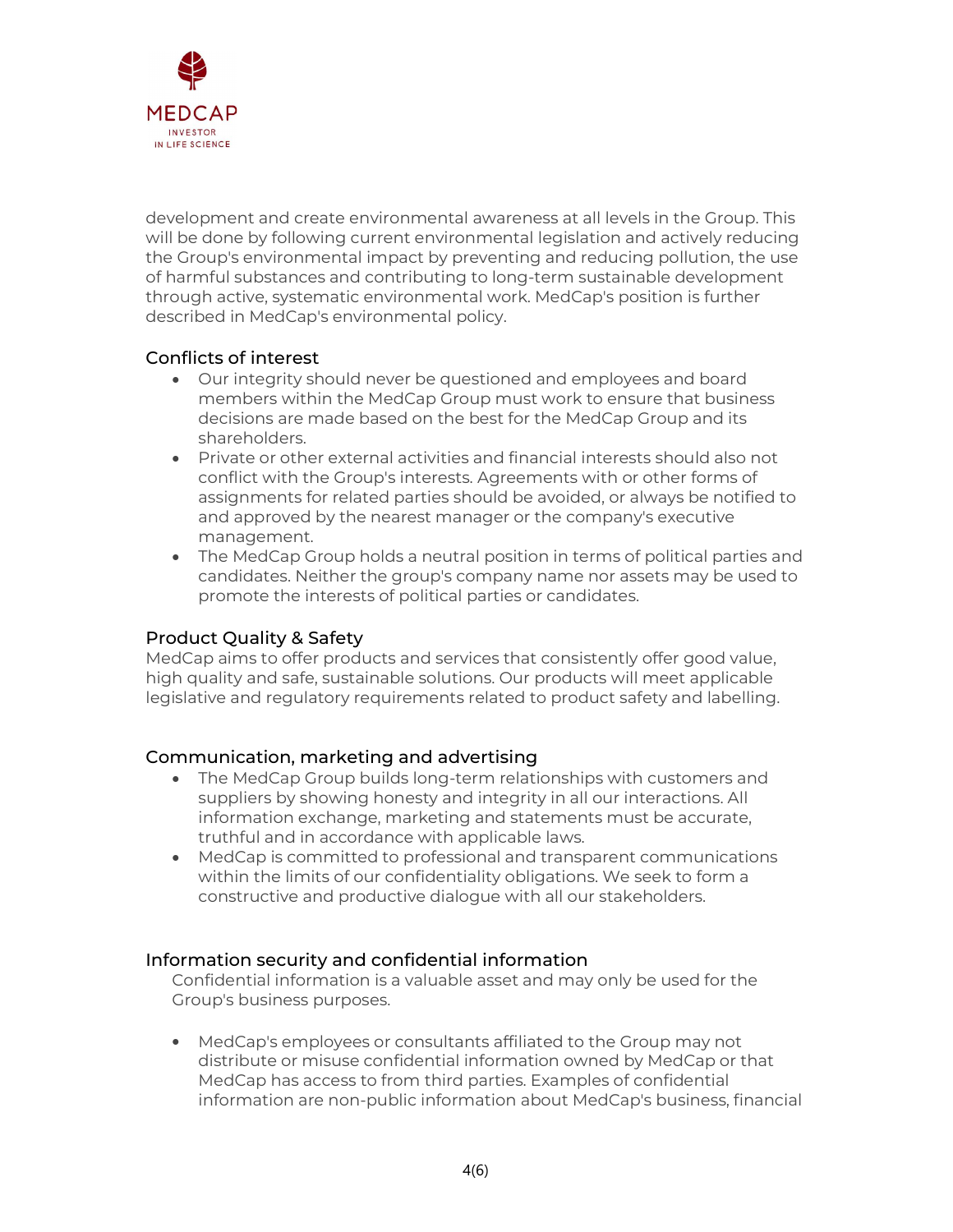development and create environmental awareness at all levels in the Group. This will be done by following current environmental legislation and actively reducing the Group's environmental impact by preventing and reducing pollution, the use of harmful substances and contributing to long-term sustainable development through active, systematic environmental work. MedCap's position is further described in MedCap's environmental policy.

## Conflicts of interest

- Our integrity should never be questioned and employees and board members within the MedCap Group must work to ensure that business decisions are made based on the best for the MedCap Group and its shareholders.
- Private or other external activities and financial interests should also not conflict with the Group's interests. Agreements with or other forms of assignments for related parties should be avoided, or always be notified to and approved by the nearest manager or the company's executive management.
- The MedCap Group holds a neutral position in terms of political parties and candidates. Neither the group's company name nor assets may be used to promote the interests of political parties or candidates.

## Product Quality & Safety

MedCap aims to offer products and services that consistently offer good value, high quality and safe, sustainable solutions. Our products will meet applicable legislative and regulatory requirements related to product safety and labelling.

## Communication, marketing and advertising

- The MedCap Group builds long-term relationships with customers and suppliers by showing honesty and integrity in all our interactions. All information exchange, marketing and statements must be accurate, truthful and in accordance with applicable laws.
- MedCap is committed to professional and transparent communications within the limits of our confidentiality obligations. We seek to form a constructive and productive dialogue with all our stakeholders.

## Information security and confidential information

Confidential information is a valuable asset and may only be used for the Group's business purposes.

- MedCap's employees or consultants affiliated to the Group may not distribute or misuse confidential information owned by MedCap or that MedCap has access to from third parties. Examples of confidential information are non-public information about MedCap's business, financial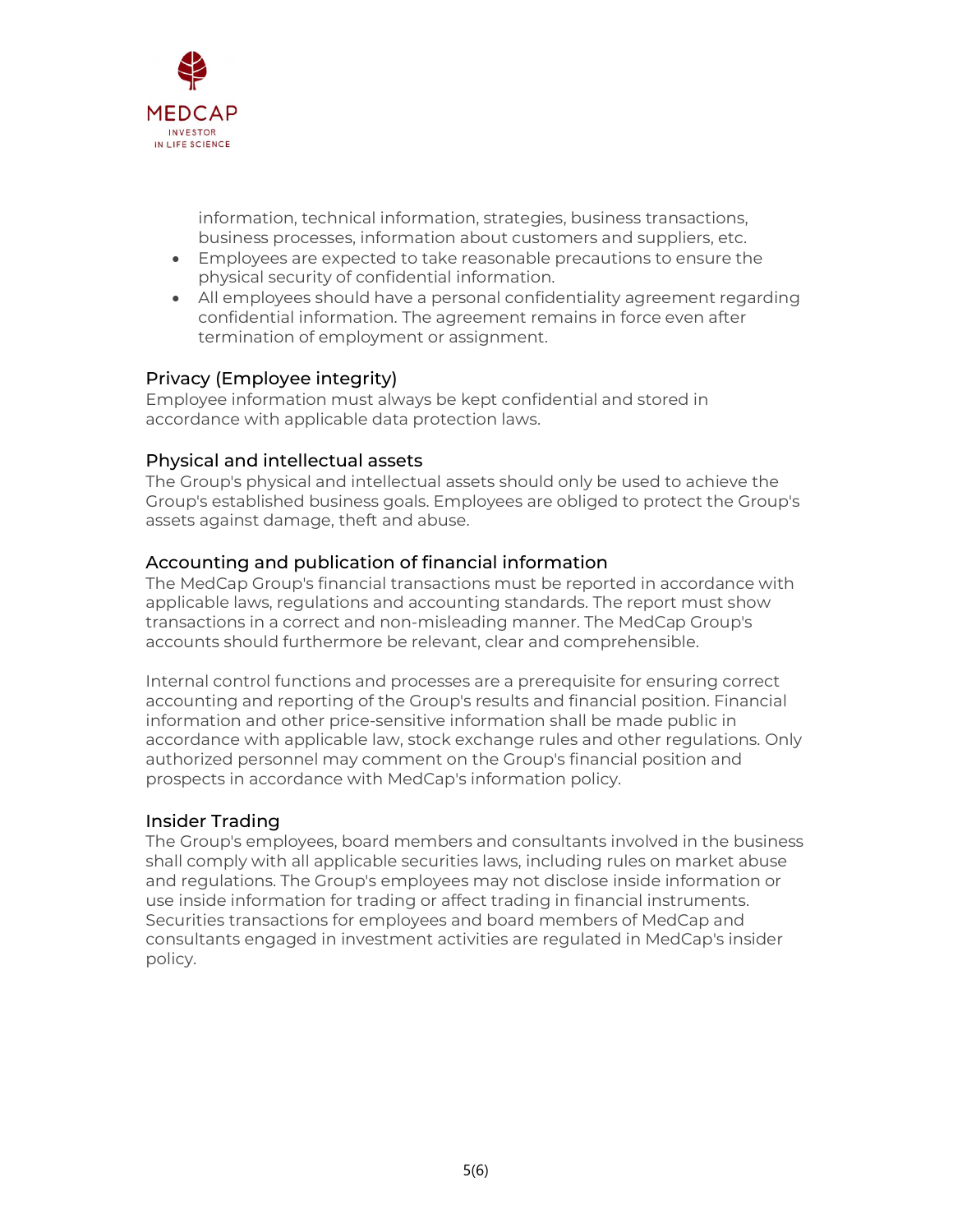information, technical information, strategies, business transactions, business processes, information about customers and suppliers, etc.

- Employees are expected to take reasonable precautions to ensure the physical security of confidential information.
- All employees should have a personal confidentiality agreement regarding confidential information. The agreement remains in force even after termination of employment or assignment.

## Privacy (Employee integrity)

Employee information must always be kept confidential and stored in accordance with applicable data protection laws.

## Physical and intellectual assets

The Group's physical and intellectual assets should only be used to achieve the Group's established business goals. Employees are obliged to protect the Group's assets against damage, theft and abuse.

## Accounting and publication of financial information

The MedCap Group's financial transactions must be reported in accordance with applicable laws, regulations and accounting standards. The report must show transactions in a correct and non-misleading manner. The MedCap Group's accounts should furthermore be relevant, clear and comprehensible.

Internal control functions and processes are a prerequisite for ensuring correct accounting and reporting of the Group's results and financial position. Financial information and other price-sensitive information shall be made public in accordance with applicable law, stock exchange rules and other regulations. Only authorized personnel may comment on the Group's financial position and prospects in accordance with MedCap's information policy.

## Insider Trading

The Group's employees, board members and consultants involved in the business shall comply with all applicable securities laws, including rules on market abuse and regulations. The Group's employees may not disclose inside information or use inside information for trading or affect trading in financial instruments. Securities transactions for employees and board members of MedCap and consultants engaged in investment activities are regulated in MedCap's insider policy.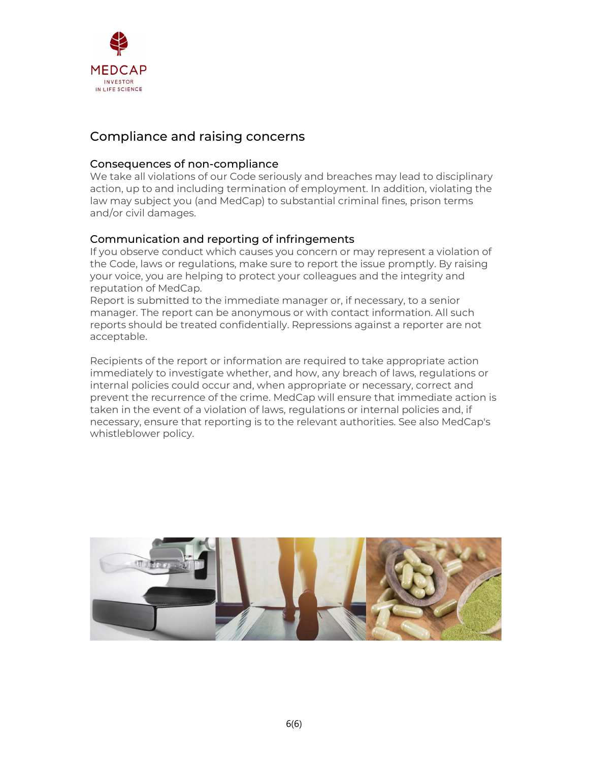## Compliance and raising concerns

### Consequences of non-compliance

We take all violations of our Code seriously and breaches may lead to disciplinary action, up to and including termination of employment. In addition, violating the law may subject you (and MedCap) to substantial criminal fines, prison terms and/or civil damages.

### Communication and reporting of infringements

If you observe conduct which causes you concern or may represent a violation of the Code, laws or regulations, make sure to report the issue promptly. By raising your voice, you are helping to protect your colleagues and the integrity and reputation of MedCap.

Report is submitted to the immediate manager or, if necessary, to a senior manager. The report can be anonymous or with contact information. All such reports should be treated confidentially. Repressions against a reporter are not acceptable.

Recipients of the report or information are required to take appropriate action immediately to investigate whether, and how, any breach of laws, regulations or internal policies could occur and, when appropriate or necessary, correct and prevent the recurrence of the crime. MedCap will ensure that immediate action is taken in the event of a violation of laws, regulations or internal policies and, if necessary, ensure that reporting is to the relevant authorities. See also MedCap's whistleblower policy.